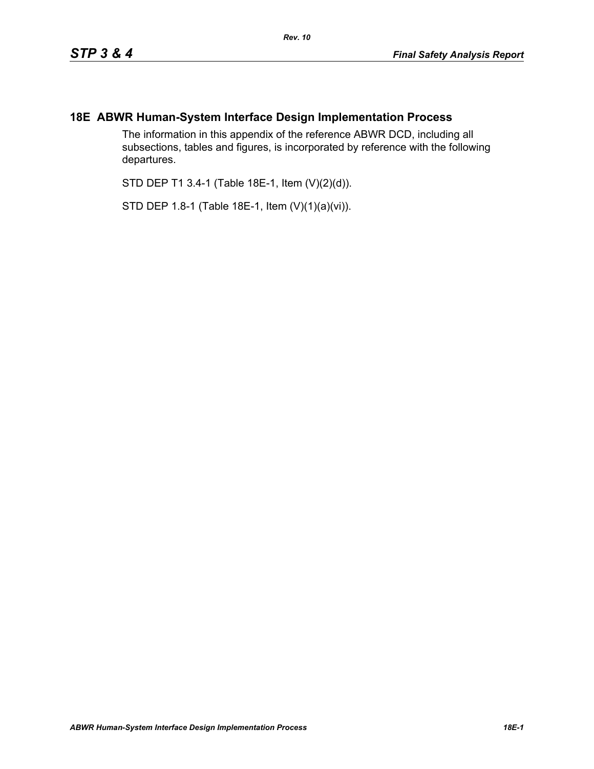# 18E ABWR Human-System Interface Design Implementation Process

The information in this appendix of the reference ABWR DCD, including all subsections, tables and figures, is incorporated by reference with the following departures.

STD DEP T1 3.4-1 (Table 18E-1, Item (V)(2)(d)).

STD DEP 1.8-1 (Table 18E-1, Item (V)(1)(a)(vi)).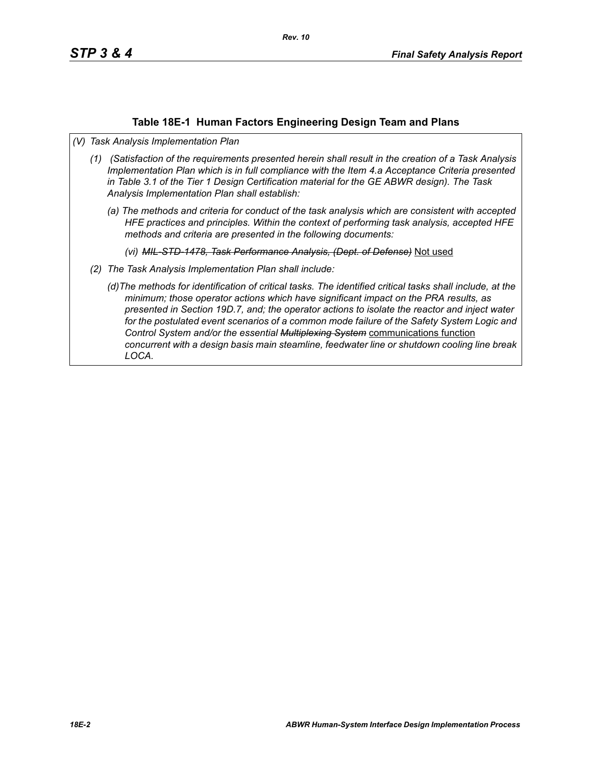## Table 18E-1 Human Factors Engineering Design Team and Plans

*(V) Task Analysis Implementation Plan*

*(1) (Satisfaction of the requirements presented herein shall result in the creation of a Task Analysis Implementation Plan which is in full compliance with the Item 4.a Acceptance Criteria presented in Table 3.1 of the Tier 1 Design Certification material for the GE ABWR design). The Task Analysis Implementation Plan shall establish:*

*(a) The methods and criteria for conduct of the task analysis which are consistent with accepted HFE practices and principles. Within the context of performing task analysis, accepted HFE methods and criteria are presented in the following documents:*

*(vi) ~~MIL-STD-1478, Task Performance Analysis, (Dept. of Defense)~~* Not used

*(2) The Task Analysis Implementation Plan shall include:*

*(d) The methods for identification of critical tasks. The identified critical tasks shall include, at the minimum; those operator actions which have significant impact on the PRA results, as presented in Section 19D.7, and; the operator actions to isolate the reactor and inject water for the postulated event scenarios of a common mode failure of the Safety System Logic and Control System and/or the essential ~~Multiplexing System~~* communications function *concurrent with a design basis main steamline, feedwater line or shutdown cooling line break LOCA.*